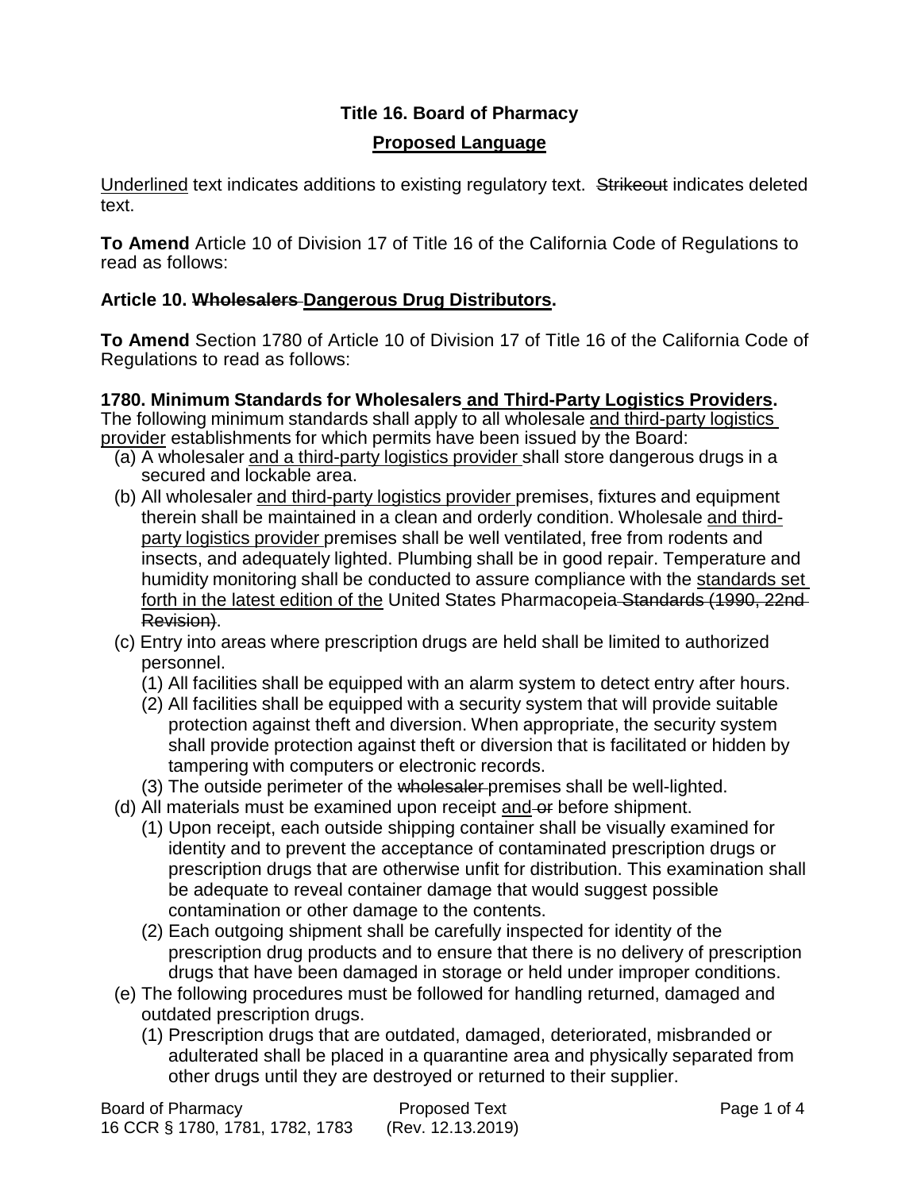**Title 16. Board of Pharmacy**

**<u>Proposed Language</u>**

<u>Underlined</u> text indicates additions to existing regulatory text. ~~Strikeout~~ indicates deleted text.

**To Amend** Article 10 of Division 17 of Title 16 of the California Code of Regulations to read as follows:

**Article 10. ~~Wholesalers~~ <u>Dangerous Drug Distributors</u>.**

**To Amend** Section 1780 of Article 10 of Division 17 of Title 16 of the California Code of Regulations to read as follows:

**1780. Minimum Standards for Wholesalers <u>and Third-Party Logistics Providers</u>.**
The following minimum standards shall apply to all wholesale <u>and third-party logistics provider</u> establishments for which permits have been issued by the Board:

(a) A wholesaler <u>and a third-party logistics provider</u> shall store dangerous drugs in a secured and lockable area.

(b) All wholesaler <u>and third-party logistics provider</u> premises, fixtures and equipment therein shall be maintained in a clean and orderly condition. Wholesale <u>and third-party logistics provider</u> premises shall be well ventilated, free from rodents and insects, and adequately lighted. Plumbing shall be in good repair. Temperature and humidity monitoring shall be conducted to assure compliance with the <u>standards set forth in the latest edition of the</u> United States Pharmacopeia ~~Standards (1990, 22nd Revision)~~.

(c) Entry into areas where prescription drugs are held shall be limited to authorized personnel.

  (1) All facilities shall be equipped with an alarm system to detect entry after hours.

  (2) All facilities shall be equipped with a security system that will provide suitable protection against theft and diversion. When appropriate, the security system shall provide protection against theft or diversion that is facilitated or hidden by tampering with computers or electronic records.

  (3) The outside perimeter of the ~~wholesaler~~ premises shall be well-lighted.

(d) All materials must be examined upon receipt <u>and</u> ~~or~~ before shipment.

  (1) Upon receipt, each outside shipping container shall be visually examined for identity and to prevent the acceptance of contaminated prescription drugs or prescription drugs that are otherwise unfit for distribution. This examination shall be adequate to reveal container damage that would suggest possible contamination or other damage to the contents.

  (2) Each outgoing shipment shall be carefully inspected for identity of the prescription drug products and to ensure that there is no delivery of prescription drugs that have been damaged in storage or held under improper conditions.

(e) The following procedures must be followed for handling returned, damaged and outdated prescription drugs.

  (1) Prescription drugs that are outdated, damaged, deteriorated, misbranded or adulterated shall be placed in a quarantine area and physically separated from other drugs until they are destroyed or returned to their supplier.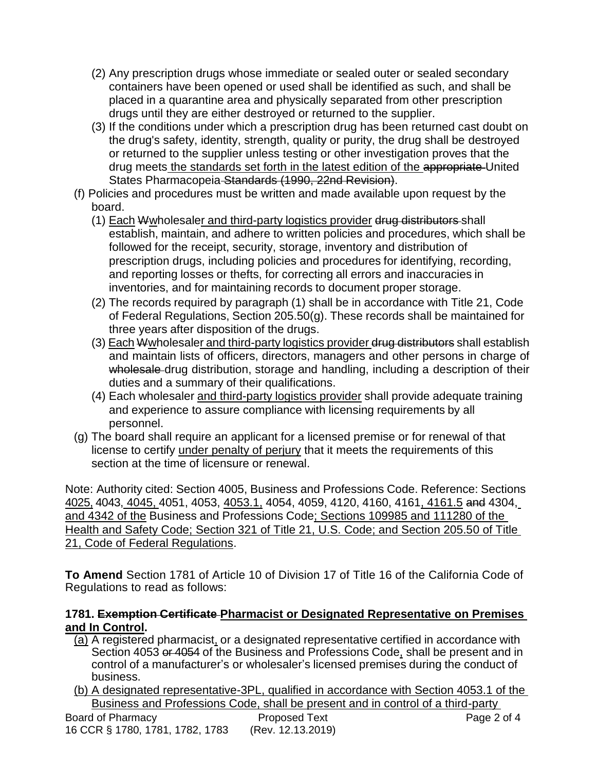(2) Any prescription drugs whose immediate or sealed outer or sealed secondary containers have been opened or used shall be identified as such, and shall be placed in a quarantine area and physically separated from other prescription drugs until they are either destroyed or returned to the supplier.

(3) If the conditions under which a prescription drug has been returned cast doubt on the drug's safety, identity, strength, quality or purity, the drug shall be destroyed or returned to the supplier unless testing or other investigation proves that the drug meets the standards set forth in the latest edition of the ~~appropriate~~ United States Pharmacopeia ~~Standards (1990, 22nd Revision)~~.

(f) Policies and procedures must be written and made available upon request by the board.

(1) Each ~~W~~wholesaler and third-party logistics provider ~~drug distributors~~ shall establish, maintain, and adhere to written policies and procedures, which shall be followed for the receipt, security, storage, inventory and distribution of prescription drugs, including policies and procedures for identifying, recording, and reporting losses or thefts, for correcting all errors and inaccuracies in inventories, and for maintaining records to document proper storage.

(2) The records required by paragraph (1) shall be in accordance with Title 21, Code of Federal Regulations, Section 205.50(g). These records shall be maintained for three years after disposition of the drugs.

(3) Each ~~W~~wholesaler and third-party logistics provider ~~drug distributors~~ shall establish and maintain lists of officers, directors, managers and other persons in charge of ~~wholesale~~ drug distribution, storage and handling, including a description of their duties and a summary of their qualifications.

(4) Each wholesaler and third-party logistics provider shall provide adequate training and experience to assure compliance with licensing requirements by all personnel.

(g) The board shall require an applicant for a licensed premise or for renewal of that license to certify under penalty of perjury that it meets the requirements of this section at the time of licensure or renewal.

Note: Authority cited: Section 4005, Business and Professions Code. Reference: Sections 4025, 4043, 4045, 4051, 4053, 4053.1, 4054, 4059, 4120, 4160, 4161, 4161.5 ~~and~~ 4304, and 4342 of the Business and Professions Code; Sections 109985 and 111280 of the Health and Safety Code; Section 321 of Title 21, U.S. Code; and Section 205.50 of Title 21, Code of Federal Regulations.

**To Amend** Section 1781 of Article 10 of Division 17 of Title 16 of the California Code of Regulations to read as follows:

**1781. ~~Exemption Certificate~~ Pharmacist or Designated Representative on Premises and In Control.**

(a) A registered pharmacist, or a designated representative certified in accordance with Section 4053 ~~or 4054~~ of the Business and Professions Code, shall be present and in control of a manufacturer's or wholesaler's licensed premises during the conduct of business.

(b) A designated representative-3PL, qualified in accordance with Section 4053.1 of the Business and Professions Code, shall be present and in control of a third-party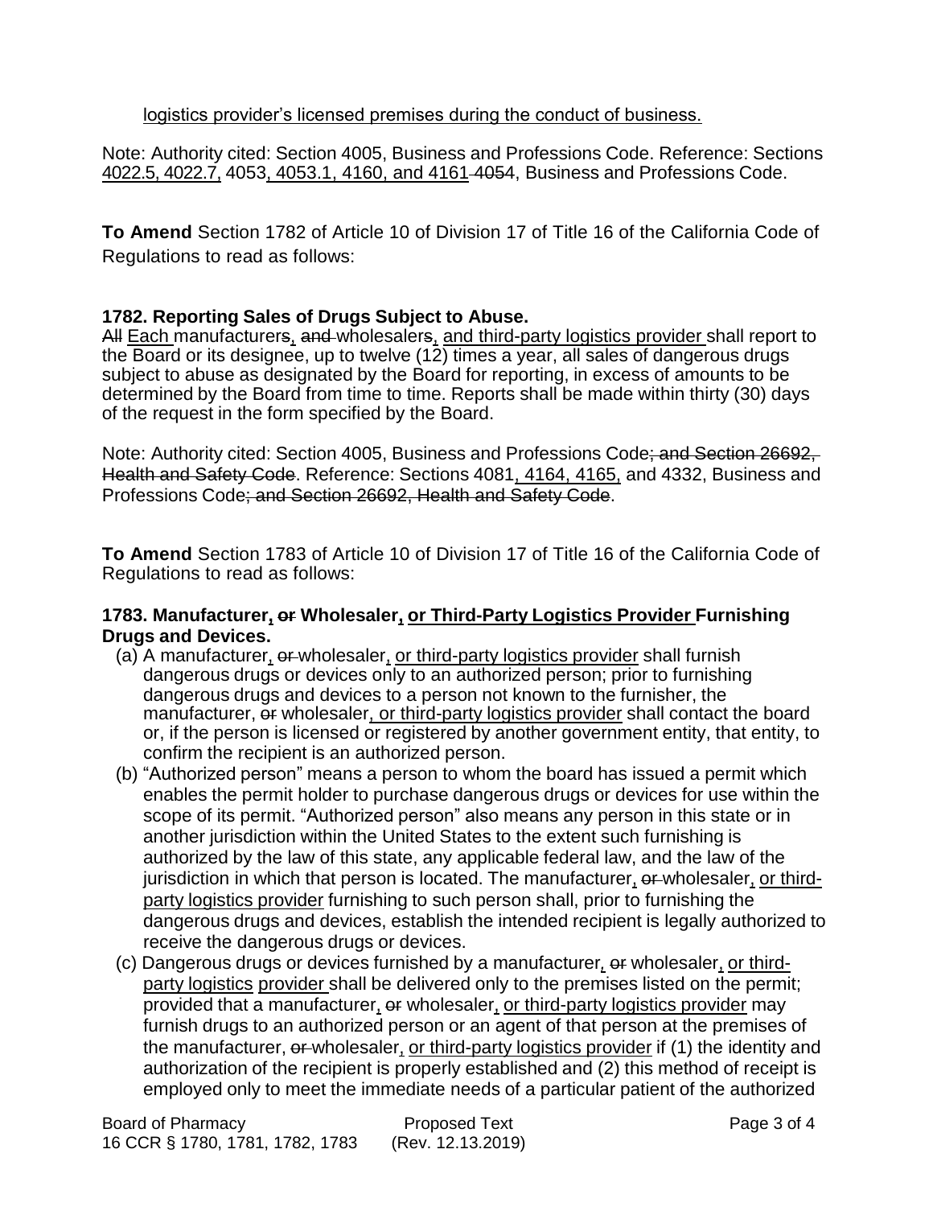logistics provider's licensed premises during the conduct of business.

Note: Authority cited: Section 4005, Business and Professions Code. Reference: Sections <u>4022.5, 4022.7,</u> 4053<u>, 4053.1, 4160, and 4161</u> ~~4054~~, Business and Professions Code.

**To Amend** Section 1782 of Article 10 of Division 17 of Title 16 of the California Code of Regulations to read as follows:

**1782. Reporting Sales of Drugs Subject to Abuse.**

~~All~~ <u>Each</u> manufacturer~~s~~<u>,</u> ~~and~~ wholesaler~~s~~<u>, and third-party logistics provider</u> shall report to the Board or its designee, up to twelve (12) times a year, all sales of dangerous drugs subject to abuse as designated by the Board for reporting, in excess of amounts to be determined by the Board from time to time. Reports shall be made within thirty (30) days of the request in the form specified by the Board.

Note: Authority cited: Section 4005, Business and Professions Code~~; and Section 26692, Health and Safety Code~~. Reference: Sections 4081<u>, 4164, 4165,</u> and 4332, Business and Professions Code~~; and Section 26692, Health and Safety Code~~.

**To Amend** Section 1783 of Article 10 of Division 17 of Title 16 of the California Code of Regulations to read as follows:

**1783. Manufacturer<u>,</u> ~~or~~ Wholesaler<u>, or Third-Party Logistics Provider</u> Furnishing Drugs and Devices.**

(a) A manufacturer<u>,</u> ~~or~~ wholesaler<u>, or third-party logistics provider</u> shall furnish dangerous drugs or devices only to an authorized person; prior to furnishing dangerous drugs and devices to a person not known to the furnisher, the manufacturer, ~~or~~ wholesaler<u>, or third-party logistics provider</u> shall contact the board or, if the person is licensed or registered by another government entity, that entity, to confirm the recipient is an authorized person.

(b) "Authorized person" means a person to whom the board has issued a permit which enables the permit holder to purchase dangerous drugs or devices for use within the scope of its permit. "Authorized person" also means any person in this state or in another jurisdiction within the United States to the extent such furnishing is authorized by the law of this state, any applicable federal law, and the law of the jurisdiction in which that person is located. The manufacturer<u>,</u> ~~or~~ wholesaler<u>, or third-party logistics provider</u> furnishing to such person shall, prior to furnishing the dangerous drugs and devices, establish the intended recipient is legally authorized to receive the dangerous drugs or devices.

(c) Dangerous drugs or devices furnished by a manufacturer<u>,</u> ~~or~~ wholesaler<u>, or third-party logistics provider</u> shall be delivered only to the premises listed on the permit; provided that a manufacturer<u>,</u> ~~or~~ wholesaler<u>, or third-party logistics provider</u> may furnish drugs to an authorized person or an agent of that person at the premises of the manufacturer, ~~or~~ wholesaler<u>, or third-party logistics provider</u> if (1) the identity and authorization of the recipient is properly established and (2) this method of receipt is employed only to meet the immediate needs of a particular patient of the authorized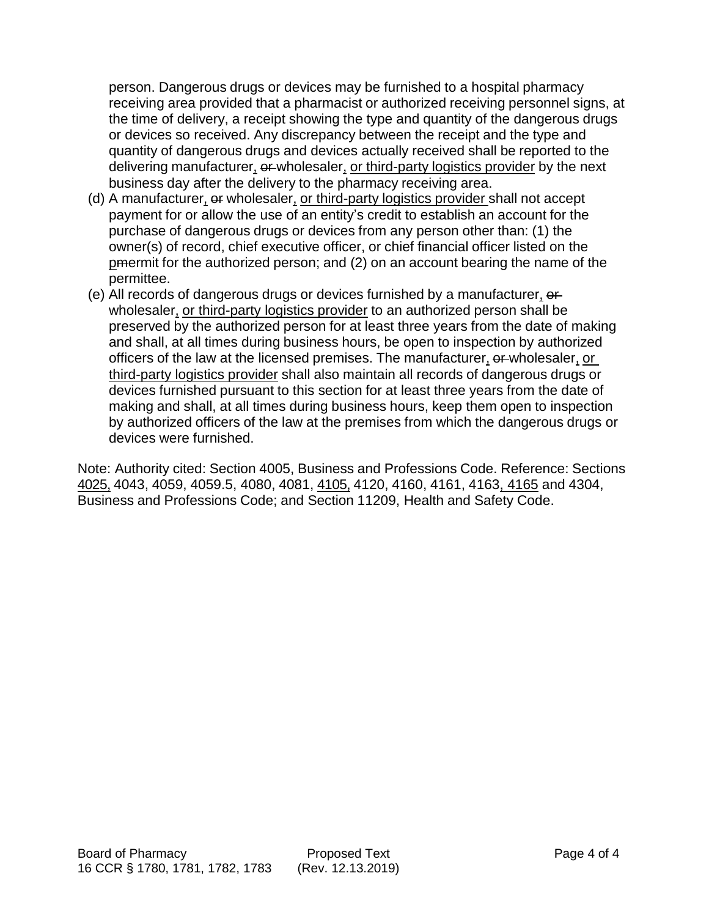person. Dangerous drugs or devices may be furnished to a hospital pharmacy receiving area provided that a pharmacist or authorized receiving personnel signs, at the time of delivery, a receipt showing the type and quantity of the dangerous drugs or devices so received. Any discrepancy between the receipt and the type and quantity of dangerous drugs and devices actually received shall be reported to the delivering manufacturer<u>,</u> ~~or~~ wholesaler<u>, or third-party logistics provider</u> by the next business day after the delivery to the pharmacy receiving area.

(d) A manufacturer<u>,</u> ~~or~~ wholesaler<u>, or third-party logistics provider</u> shall not accept payment for or allow the use of an entity's credit to establish an account for the purchase of dangerous drugs or devices from any person other than: (1) the owner(s) of record, chief executive officer, or chief financial officer listed on the <u>p</u>~~m~~ermit for the authorized person; and (2) on an account bearing the name of the permittee.

(e) All records of dangerous drugs or devices furnished by a manufacturer<u>,</u> ~~or~~ wholesaler<u>, or third-party logistics provider</u> to an authorized person shall be preserved by the authorized person for at least three years from the date of making and shall, at all times during business hours, be open to inspection by authorized officers of the law at the licensed premises. The manufacturer<u>,</u> ~~or~~ wholesaler<u>, or third-party logistics provider</u> shall also maintain all records of dangerous drugs or devices furnished pursuant to this section for at least three years from the date of making and shall, at all times during business hours, keep them open to inspection by authorized officers of the law at the premises from which the dangerous drugs or devices were furnished.

Note: Authority cited: Section 4005, Business and Professions Code. Reference: Sections <u>4025,</u> 4043, 4059, 4059.5, 4080, 4081, <u>4105,</u> 4120, 4160, 4161, 4163<u>, 4165</u> and 4304, Business and Professions Code; and Section 11209, Health and Safety Code.